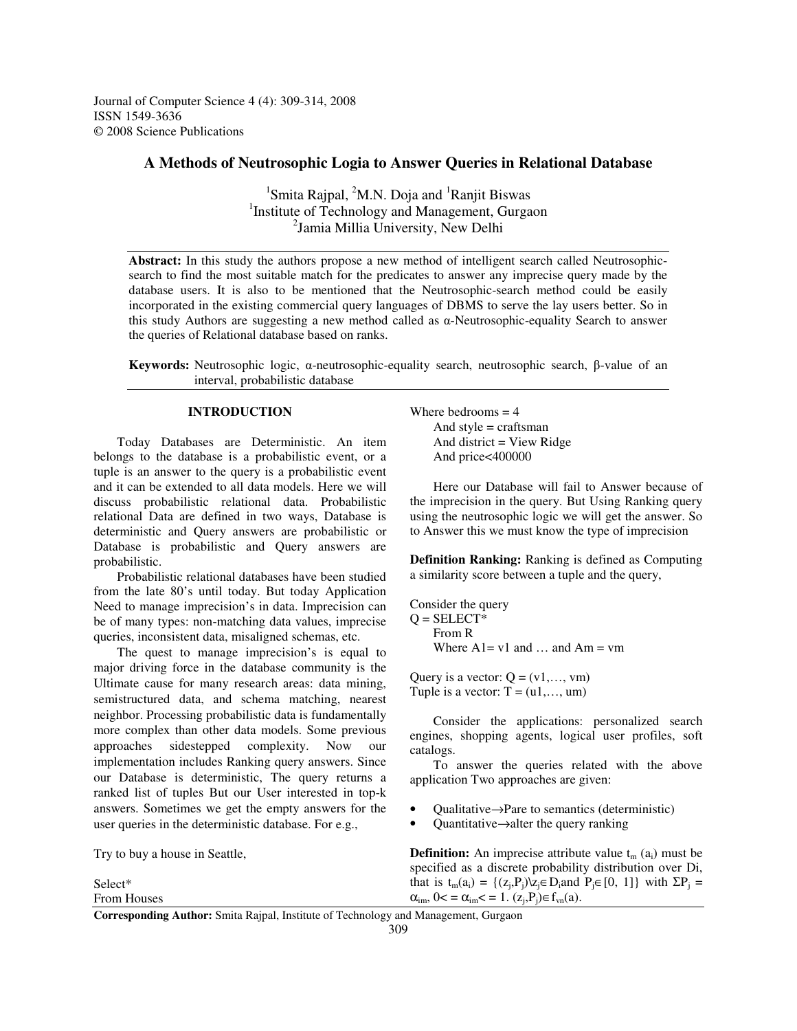Journal of Computer Science 4 (4): 309-314, 2008
ISSN 1549-3636
© 2008 Science Publications

# A Methods of Neutrosophic Logia to Answer Queries in Relational Database

[1]Smita Rajpal, [2]M.N. Doja and [1]Ranjit Biswas
[1]Institute of Technology and Management, Gurgaon
[2]Jamia Millia University, New Delhi

**Abstract:** In this study the authors propose a new method of intelligent search called Neutrosophic-search to find the most suitable match for the predicates to answer any imprecise query made by the database users. It is also to be mentioned that the Neutrosophic-search method could be easily incorporated in the existing commercial query languages of DBMS to serve the lay users better. So in this study Authors are suggesting a new method called as α-Neutrosophic-equality Search to answer the queries of Relational database based on ranks.

**Keywords:** Neutrosophic logic, α-neutrosophic-equality search, neutrosophic search, β-value of an interval, probabilistic database

## INTRODUCTION

Today Databases are Deterministic. An item belongs to the database is a probabilistic event, or a tuple is an answer to the query is a probabilistic event and it can be extended to all data models. Here we will discuss probabilistic relational data. Probabilistic relational Data are defined in two ways, Database is deterministic and Query answers are probabilistic or Database is probabilistic and Query answers are probabilistic.

Probabilistic relational databases have been studied from the late 80's until today. But today Application Need to manage imprecision's in data. Imprecision can be of many types: non-matching data values, imprecise queries, inconsistent data, misaligned schemas, etc.

The quest to manage imprecision's is equal to major driving force in the database community is the Ultimate cause for many research areas: data mining, semistructured data, and schema matching, nearest neighbor. Processing probabilistic data is fundamentally more complex than other data models. Some previous approaches sidestepped complexity. Now our implementation includes Ranking query answers. Since our Database is deterministic, The query returns a ranked list of tuples But our User interested in top-k answers. Sometimes we get the empty answers for the user queries in the deterministic database. For e.g.,

Try to buy a house in Seattle,

```
Select*
From Houses
Where bedrooms = 4
    And style = craftsman
    And district = View Ridge
    And price<400000
```

Here our Database will fail to Answer because of the imprecision in the query. But Using Ranking query using the neutrosophic logic we will get the answer. So to Answer this we must know the type of imprecision

**Definition Ranking:** Ranking is defined as Computing a similarity score between a tuple and the query,

Consider the query

```
Q = SELECT*
    From R
    Where A1= v1 and … and Am = vm
```

Query is a vector: $Q = (v1,…, vm)$
Tuple is a vector: $T = (u1,…, um)$

Consider the applications: personalized search engines, shopping agents, logical user profiles, soft catalogs.

To answer the queries related with the above application Two approaches are given:

- Qualitative→Pare to semantics (deterministic)
- Quantitative→alter the query ranking

**Definition:** An imprecise attribute value $t_m(a_i)$ must be specified as a discrete probability distribution over Di, that is $t_m(a_i) = \{(z_j,P_j)\backslash z_j \in D_i \text{and } P_j \in [0, 1]\}$ with $\Sigma P_j = \alpha_{im}$, $0 <= \alpha_{im} <= 1$. $(z_j,P_j) \in f_{vn}(a)$.

**Corresponding Author:** Smita Rajpal, Institute of Technology and Management, Gurgaon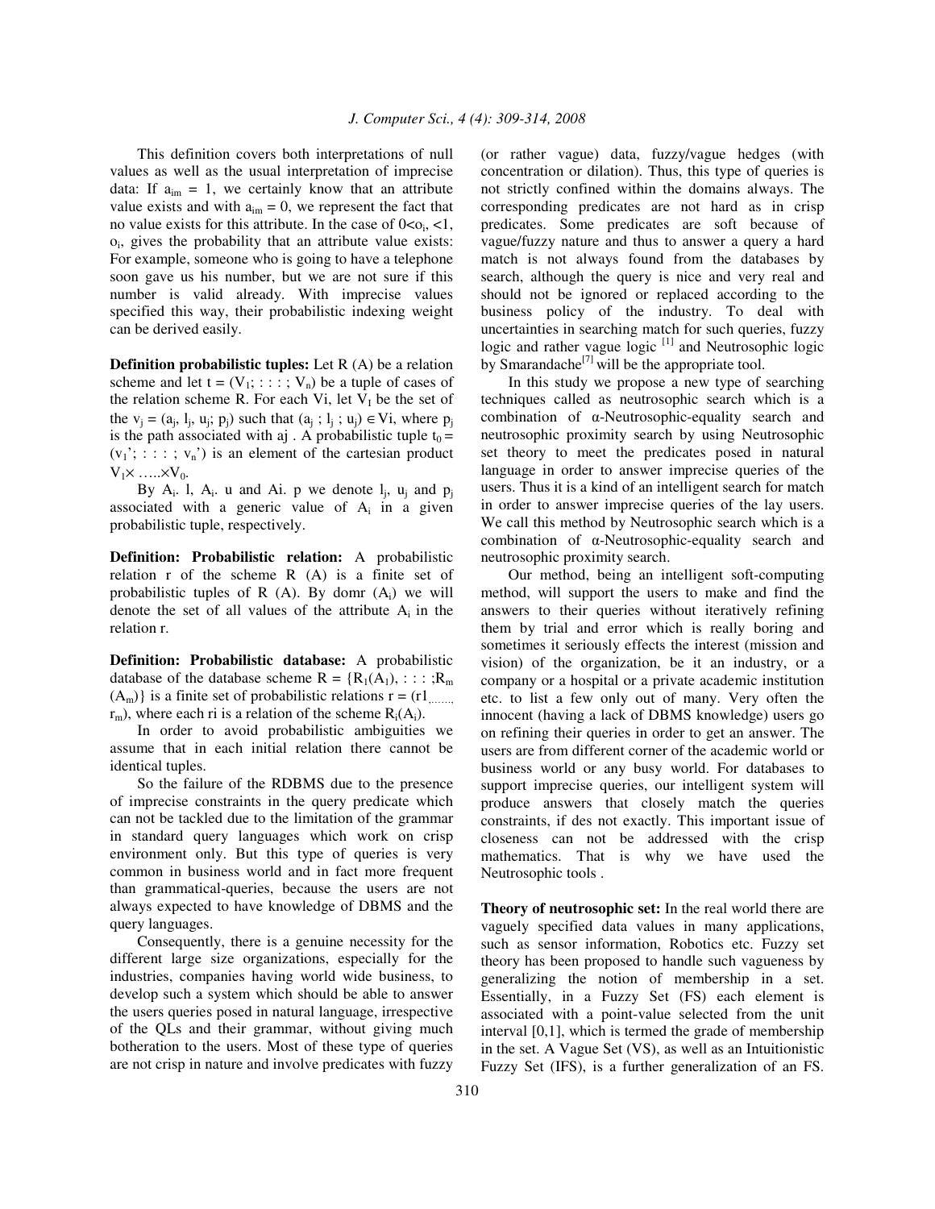This definition covers both interpretations of null values as well as the usual interpretation of imprecise data: If $a_{im} = 1$, we certainly know that an attribute value exists and with $a_{im} = 0$, we represent the fact that no value exists for this attribute. In the case of $0<o_i, <1$, $o_i$, gives the probability that an attribute value exists: For example, someone who is going to have a telephone soon gave us his number, but we are not sure if this number is valid already. With imprecise values specified this way, their probabilistic indexing weight can be derived easily.

**Definition probabilistic tuples:** Let R (A) be a relation scheme and let $t = (V_1; : : : ; V_n)$ be a tuple of cases of the relation scheme R. For each Vi, let $V_I$ be the set of the $v_j = (a_j, l_j, u_j; p_j)$ such that $(a_j ; l_j ; u_j) \in$ Vi, where $p_j$ is the path associated with aj . A probabilistic tuple $t_0 = (v_1'; : : : ; v_n')$ is an element of the cartesian product $V_1\times \ldots\times V_0$.

By $A_i$. l, $A_i$. u and Ai. p we denote $l_j$, $u_j$ and $p_j$ associated with a generic value of $A_i$ in a given probabilistic tuple, respectively.

**Definition: Probabilistic relation:** A probabilistic relation r of the scheme R (A) is a finite set of probabilistic tuples of R (A). By domr ($A_i$) we will denote the set of all values of the attribute $A_i$ in the relation r.

**Definition: Probabilistic database:** A probabilistic database of the database scheme $R = \{R_1(A_1), : : : ;R_m (A_m)\}$ is a finite set of probabilistic relations $r = (r1_{,\ldots\ldots,} r_m)$, where each ri is a relation of the scheme $R_i(A_i)$.

In order to avoid probabilistic ambiguities we assume that in each initial relation there cannot be identical tuples.

So the failure of the RDBMS due to the presence of imprecise constraints in the query predicate which can not be tackled due to the limitation of the grammar in standard query languages which work on crisp environment only. But this type of queries is very common in business world and in fact more frequent than grammatical-queries, because the users are not always expected to have knowledge of DBMS and the query languages.

Consequently, there is a genuine necessity for the different large size organizations, especially for the industries, companies having world wide business, to develop such a system which should be able to answer the users queries posed in natural language, irrespective of the QLs and their grammar, without giving much botheration to the users. Most of these type of queries are not crisp in nature and involve predicates with fuzzy (or rather vague) data, fuzzy/vague hedges (with concentration or dilation). Thus, this type of queries is not strictly confined within the domains always. The corresponding predicates are not hard as in crisp predicates. Some predicates are soft because of vague/fuzzy nature and thus to answer a query a hard match is not always found from the databases by search, although the query is nice and very real and should not be ignored or replaced according to the business policy of the industry. To deal with uncertainties in searching match for such queries, fuzzy logic and rather vague logic [1] and Neutrosophic logic by Smarandache[7] will be the appropriate tool.

In this study we propose a new type of searching techniques called as neutrosophic search which is a combination of α-Neutrosophic-equality search and neutrosophic proximity search by using Neutrosophic set theory to meet the predicates posed in natural language in order to answer imprecise queries of the users. Thus it is a kind of an intelligent search for match in order to answer imprecise queries of the lay users. We call this method by Neutrosophic search which is a combination of α-Neutrosophic-equality search and neutrosophic proximity search.

Our method, being an intelligent soft-computing method, will support the users to make and find the answers to their queries without iteratively refining them by trial and error which is really boring and sometimes it seriously effects the interest (mission and vision) of the organization, be it an industry, or a company or a hospital or a private academic institution etc. to list a few only out of many. Very often the innocent (having a lack of DBMS knowledge) users go on refining their queries in order to get an answer. The users are from different corner of the academic world or business world or any busy world. For databases to support imprecise queries, our intelligent system will produce answers that closely match the queries constraints, if des not exactly. This important issue of closeness can not be addressed with the crisp mathematics. That is why we have used the Neutrosophic tools .

**Theory of neutrosophic set:** In the real world there are vaguely specified data values in many applications, such as sensor information, Robotics etc. Fuzzy set theory has been proposed to handle such vagueness by generalizing the notion of membership in a set. Essentially, in a Fuzzy Set (FS) each element is associated with a point-value selected from the unit interval [0,1], which is termed the grade of membership in the set. A Vague Set (VS), as well as an Intuitionistic Fuzzy Set (IFS), is a further generalization of an FS.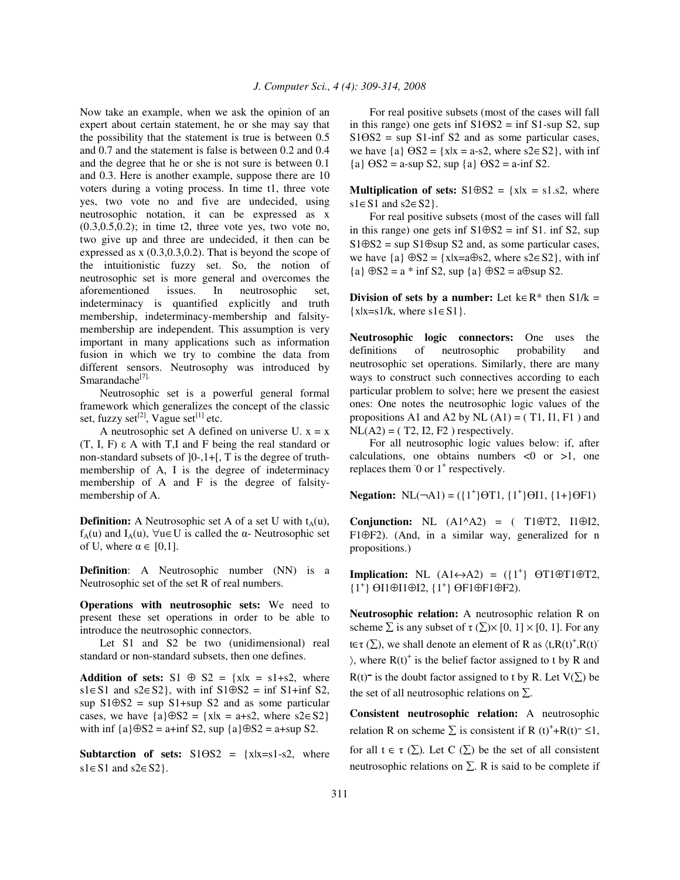Now take an example, when we ask the opinion of an expert about certain statement, he or she may say that the possibility that the statement is true is between 0.5 and 0.7 and the statement is false is between 0.2 and 0.4 and the degree that he or she is not sure is between 0.1 and 0.3. Here is another example, suppose there are 10 voters during a voting process. In time t1, three vote yes, two vote no and five are undecided, using neutrosophic notation, it can be expressed as x (0.3,0.5,0.2); in time t2, three vote yes, two vote no, two give up and three are undecided, it then can be expressed as x (0.3,0.3,0.2). That is beyond the scope of the intuitionistic fuzzy set. So, the notion of neutrosophic set is more general and overcomes the aforementioned issues. In neutrosophic set, indeterminacy is quantified explicitly and truth membership, indeterminacy-membership and falsity-membership are independent. This assumption is very important in many applications such as information fusion in which we try to combine the data from different sensors. Neutrosophy was introduced by Smarandache[7].

Neutrosophic set is a powerful general formal framework which generalizes the concept of the classic set, fuzzy set[2], Vague set[1] etc.

A neutrosophic set A defined on universe U. x = x (T, I, F) ε A with T,I and F being the real standard or non-standard subsets of $]0^-,1^+[$, T is the degree of truth-membership of A, I is the degree of indeterminacy membership of A and F is the degree of falsity-membership of A.

**Definition:** A Neutrosophic set A of a set U with $t_A(u)$, $f_A(u)$ and $I_A(u)$, $\forall u \in U$ is called the α- Neutrosophic set of U, where $\alpha \in [0,1]$.

**Definition**: A Neutrosophic number (NN) is a Neutrosophic set of the set R of real numbers.

**Operations with neutrosophic sets:** We need to present these set operations in order to be able to introduce the neutrosophic connectors.

Let S1 and S2 be two (unidimensional) real standard or non-standard subsets, then one defines.

**Addition of sets:** $S1 \oplus S2 = \{x|x = s1+s2$, where $s1 \in S1$ and $s2 \in S2\}$, with inf $S1 \oplus S2$ = inf S1+inf S2, sup $S1 \oplus S2$ = sup S1+sup S2 and as some particular cases, we have $\{a\} \oplus S2 = \{x|x = a+s2$, where $s2 \in S2\}$ with inf $\{a\} \oplus S2$ = a+inf S2, sup $\{a\} \oplus S2$ = a+sup S2.

**Subtarction of sets:** $S1 \ominus S2 = \{x|x=s1-s2$, where $s1 \in S1$ and $s2 \in S2\}$.

For real positive subsets (most of the cases will fall in this range) one gets inf $S1 \ominus S2$ = inf S1-sup S2, sup $S1 \ominus S2$ = sup S1-inf S2 and as some particular cases, we have $\{a\} \ominus S2 = \{x|x = a-s2$, where $s2 \in S2\}$, with inf $\{a\} \ominus S2$ = a-sup S2, sup $\{a\} \ominus S2$ = a-inf S2.

**Multiplication of sets:** $S1 \oplus S2 = \{x|x = s1.s2$, where $s1 \in S1$ and $s2 \in S2\}$.

For real positive subsets (most of the cases will fall in this range) one gets inf $S1 \oplus S2$ = inf S1. inf S2, sup $S1 \oplus S2$ = sup $S1 \oplus$ sup S2 and, as some particular cases, we have $\{a\} \oplus S2 = \{x|x=a \oplus s2$, where $s2 \in S2\}$, with inf $\{a\} \oplus S2$ = a * inf S2, sup $\{a\} \oplus S2$ = $a \oplus$ sup S2.

**Division of sets by a number:** Let $k \in R^*$ then $S1/k = \{x|x=s1/k$, where $s1 \in S1\}$.

**Neutrosophic logic connectors:** One uses the definitions of neutrosophic probability and neutrosophic set operations. Similarly, there are many ways to construct such connectives according to each particular problem to solve; here we present the easiest ones: One notes the neutrosophic logic values of the propositions A1 and A2 by NL (A1) = ( T1, I1, F1 ) and NL(A2) = ( T2, I2, F2 ) respectively.

For all neutrosophic logic values below: if, after calculations, one obtains numbers <0 or >1, one replaces them $^-0$ or $1^+$ respectively.

**Negation:** $NL(\neg A1) = (\{1^+\} \ominus T1, \{1^+\} \ominus I1, \{1+\} \ominus F1)$

**Conjunction:** NL $(A1 \wedge A2)$ = $(T1 \oplus T2$, $I1 \oplus I2$, $F1 \oplus F2)$. (And, in a similar way, generalized for n propositions.)

**Implication:** NL $(A1 \leftrightarrow A2)$ = $(\{1^+\} \ominus T1 \oplus T1 \oplus T2$, $\{1^+\} \ominus I1 \oplus I1 \oplus I2$, $\{1^+\} \ominus F1 \oplus F1 \oplus F2)$.

**Neutrosophic relation:** A neutrosophic relation R on scheme $\Sigma$ is any subset of $\tau(\Sigma) \times [0, 1] \times [0, 1]$. For any $t \in \tau(\Sigma)$, we shall denote an element of R as $\langle t, R(t)^+, R(t)^- \rangle$, where $R(t)^+$ is the belief factor assigned to t by R and $R(t)^-$ is the doubt factor assigned to t by R. Let $V(\Sigma)$ be the set of all neutrosophic relations on $\Sigma$.

**Consistent neutrosophic relation:** A neutrosophic relation R on scheme $\Sigma$ is consistent if $R(t)^+ + R(t)^- \leq 1$, for all $t \in \tau(\Sigma)$. Let $C(\Sigma)$ be the set of all consistent neutrosophic relations on $\Sigma$. R is said to be complete if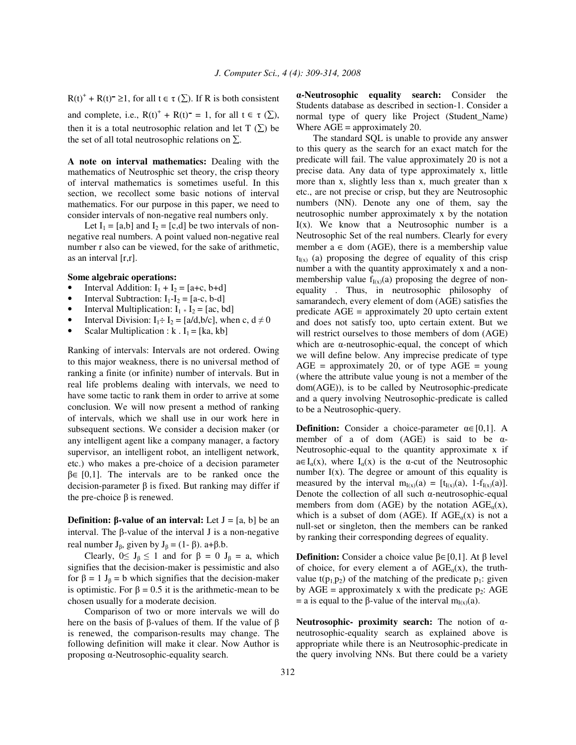$R(t)^+ + R(t)^- \geq 1$, for all $t \in \tau$ ($\sum$). If R is both consistent and complete, i.e., $R(t)^+ + R(t)^- = 1$, for all $t \in \tau$ ($\sum$), then it is a total neutrosophic relation and let T ($\sum$) be the set of all total neutrosophic relations on $\sum$.

**A note on interval mathematics:** Dealing with the mathematics of Neutrosphic set theory, the crisp theory of interval mathematics is sometimes useful. In this section, we recollect some basic notions of interval mathematics. For our purpose in this paper, we need to consider intervals of non-negative real numbers only.

Let $I_1 = [a,b]$ and $I_2 = [c,d]$ be two intervals of non-negative real numbers. A point valued non-negative real number r also can be viewed, for the sake of arithmetic, as an interval [r,r].

**Some algebraic operations:**

- Interval Addition: $I_1 + I_2 = [a+c, b+d]$
- Interval Subtraction: $I_1 - I_2 = [a-c, b-d]$
- Interval Multiplication: $I_1 * I_2 = [ac, bd]$
- Interval Division: $I_1 \div I_2 = [a/d, b/c]$, when $c, d \neq 0$
- Scalar Multiplication : $k . I_1 = [ka, kb]$

Ranking of intervals: Intervals are not ordered. Owing to this major weakness, there is no universal method of ranking a finite (or infinite) number of intervals. But in real life problems dealing with intervals, we need to have some tactic to rank them in order to arrive at some conclusion. We will now present a method of ranking of intervals, which we shall use in our work here in subsequent sections. We consider a decision maker (or any intelligent agent like a company manager, a factory supervisor, an intelligent robot, an intelligent network, etc.) who makes a pre-choice of a decision parameter $\beta \in [0,1]$. The intervals are to be ranked once the decision-parameter $\beta$ is fixed. But ranking may differ if the pre-choice $\beta$ is renewed.

**Definition: β-value of an interval:** Let $J = [a, b]$ be an interval. The β-value of the interval J is a non-negative real number $J_\beta$, given by $J_\beta = (1- \beta). a+\beta.b$.

Clearly, $0 \leq J_\beta \leq 1$ and for $\beta = 0$ $J_\beta = a$, which signifies that the decision-maker is pessimistic and also for $\beta = 1$ $J_\beta = b$ which signifies that the decision-maker is optimistic. For $\beta = 0.5$ it is the arithmetic-mean to be chosen usually for a moderate decision.

Comparison of two or more intervals we will do here on the basis of β-values of them. If the value of β is renewed, the comparison-results may change. The following definition will make it clear. Now Author is proposing α-Neutrosophic-equality search.

**α-Neutrosophic equality search:** Consider the Students database as described in section-1. Consider a normal type of query like Project (Student_Name) Where AGE = approximately 20.

The standard SQL is unable to provide any answer to this query as the search for an exact match for the predicate will fail. The value approximately 20 is not a precise data. Any data of type approximately x, little more than x, slightly less than x, much greater than x etc., are not precise or crisp, but they are Neutrosophic numbers (NN). Denote any one of them, say the neutrosophic number approximately x by the notation I(x). We know that a Neutrosophic number is a Neutrosophic Set of the real numbers. Clearly for every member $a \in$ dom (AGE), there is a membership value $t_{I(x)}$ (a) proposing the degree of equality of this crisp number a with the quantity approximately x and a non-membership value $f_{I(x)}(a)$ proposing the degree of non-equality . Thus, in neutrosophic philosophy of samarandech, every element of dom (AGE) satisfies the predicate AGE = approximately 20 upto certain extent and does not satisfy too, upto certain extent. But we will restrict ourselves to those members of dom (AGE) which are α-neutrosophic-equal, the concept of which we will define below. Any imprecise predicate of type AGE = approximately 20, or of type AGE = young (where the attribute value young is not a member of the dom(AGE)), is to be called by Neutrosophic-predicate and a query involving Neutrosophic-predicate is called to be a Neutrosophic-query.

**Definition:** Consider a choice-parameter $\alpha \in [0,1]$. A member of a of dom (AGE) is said to be α-Neutrosophic-equal to the quantity approximate x if $a \in I_\alpha(x)$, where $I_\alpha(x)$ is the α-cut of the Neutrosophic number I(x). The degree or amount of this equality is measured by the interval $m_{I(x)}(a) = [t_{I(x)}(a), 1\text{-}f_{I(x)}(a)]$. Denote the collection of all such α-neutrosophic-equal members from dom (AGE) by the notation $AGE_\alpha(x)$, which is a subset of dom (AGE). If $AGE_\alpha(x)$ is not a null-set or singleton, then the members can be ranked by ranking their corresponding degrees of equality.

**Definition:** Consider a choice value $\beta \in [0,1]$. At β level of choice, for every element a of $AGE_\alpha(x)$, the truth-value $t(p_1,p_2)$ of the matching of the predicate $p_1$: given by AGE = approximately x with the predicate $p_2$: AGE = a is equal to the β-value of the interval $m_{I(x)}(a)$.

**Neutrosophic- proximity search:** The notion of α-neutrosophic-equality search as explained above is appropriate while there is an Neutrosophic-predicate in the query involving NNs. But there could be a variety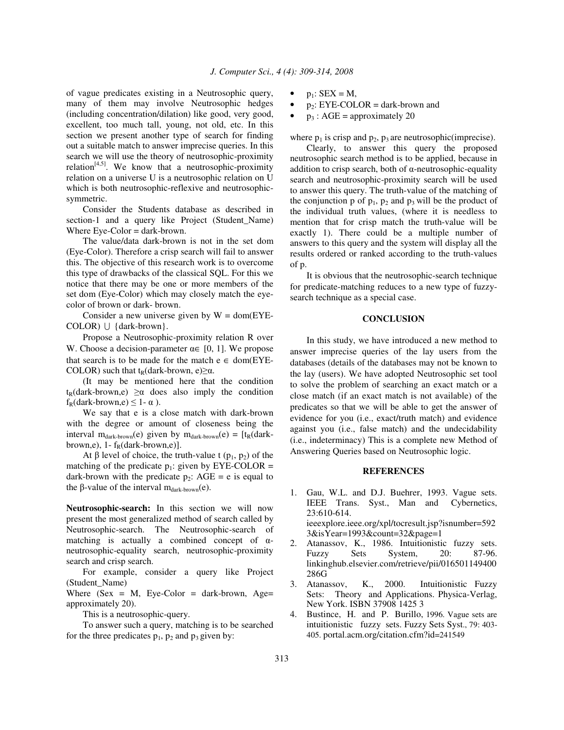of vague predicates existing in a Neutrosophic query, many of them may involve Neutrosophic hedges (including concentration/dilation) like good, very good, excellent, too much tall, young, not old, etc. In this section we present another type of search for finding out a suitable match to answer imprecise queries. In this search we will use the theory of neutrosophic-proximity relation[4,5]. We know that a neutrosophic-proximity relation on a universe U is a neutrosophic relation on U which is both neutrosophic-reflexive and neutrosophic-symmetric.

Consider the Students database as described in section-1 and a query like Project (Student_Name) Where Eye-Color = dark-brown.

The value/data dark-brown is not in the set dom (Eye-Color). Therefore a crisp search will fail to answer this. The objective of this research work is to overcome this type of drawbacks of the classical SQL. For this we notice that there may be one or more members of the set dom (Eye-Color) which may closely match the eye-color of brown or dark- brown.

Consider a new universe given by W = dom(EYE-COLOR) $\cup$ {dark-brown}.

Propose a Neutrosophic-proximity relation R over W. Choose a decision-parameter $\alpha \in [0, 1]$. We propose that search is to be made for the match $e \in$ dom(EYE-COLOR) such that $t_R(\text{dark-brown}, e) \geq \alpha$.

(It may be mentioned here that the condition $t_R(\text{dark-brown}, e) \geq \alpha$ does also imply the condition $f_R(\text{dark-brown}, e) \leq 1 - \alpha$ ).

We say that e is a close match with dark-brown with the degree or amount of closeness being the interval $m_{\text{dark-brown}}(e)$ given by $m_{\text{dark-brown}}(e) = [t_R(\text{dark-brown}, e), 1 - f_R(\text{dark-brown}, e)]$.

At $\beta$ level of choice, the truth-value $t(p_1, p_2)$ of the matching of the predicate $p_1$: given by EYE-COLOR = dark-brown with the predicate $p_2$: AGE = e is equal to the $\beta$-value of the interval $m_{\text{dark-brown}}(e)$.

**Neutrosophic-search:** In this section we will now present the most generalized method of search called by Neutrosophic-search. The Neutrosophic-search of matching is actually a combined concept of $\alpha$-neutrosophic-equality search, neutrosophic-proximity search and crisp search.

For example, consider a query like Project (Student_Name)
Where (Sex = M, Eye-Color = dark-brown, Age= approximately 20).

This is a neutrosophic-query.

To answer such a query, matching is to be searched for the three predicates $p_1$, $p_2$ and $p_3$ given by:

- $p_1$: SEX = M,
- $p_2$: EYE-COLOR = dark-brown and
- $p_3$ : AGE = approximately 20

where $p_1$ is crisp and $p_2$, $p_3$ are neutrosophic(imprecise).

Clearly, to answer this query the proposed neutrosophic search method is to be applied, because in addition to crisp search, both of $\alpha$-neutrosophic-equality search and neutrosophic-proximity search will be used to answer this query. The truth-value of the matching of the conjunction p of $p_1$, $p_2$ and $p_3$ will be the product of the individual truth values, (where it is needless to mention that for crisp match the truth-value will be exactly 1). There could be a multiple number of answers to this query and the system will display all the results ordered or ranked according to the truth-values of p.

It is obvious that the neutrosophic-search technique for predicate-matching reduces to a new type of fuzzy-search technique as a special case.

## CONCLUSION

In this study, we have introduced a new method to answer imprecise queries of the lay users from the databases (details of the databases may not be known to the lay (users). We have adopted Neutrosophic set tool to solve the problem of searching an exact match or a close match (if an exact match is not available) of the predicates so that we will be able to get the answer of evidence for you (i.e., exact/truth match) and evidence against you (i.e., false match) and the undecidability (i.e., indeterminacy) This is a complete new Method of Answering Queries based on Neutrosophic logic.

## REFERENCES

1. Gau, W.L. and D.J. Buehrer, 1993. Vague sets. IEEE Trans. Syst., Man and Cybernetics, 23:610-614. ieeexplore.ieee.org/xpl/tocresult.jsp?isnumber=5923&isYear=1993&count=32&page=1
2. Atanassov, K., 1986. Intuitionistic fuzzy sets. Fuzzy Sets System, 20: 87-96. linkinghub.elsevier.com/retrieve/pii/0165011494000286G
3. Atanassov, K., 2000. Intuitionistic Fuzzy Sets: Theory and Applications. Physica-Verlag, New York. ISBN 37908 1425 3
4. Bustince, H. and P. Burillo, 1996. Vague sets are intuitionistic fuzzy sets. Fuzzy Sets Syst., 79: 403-405. portal.acm.org/citation.cfm?id=241549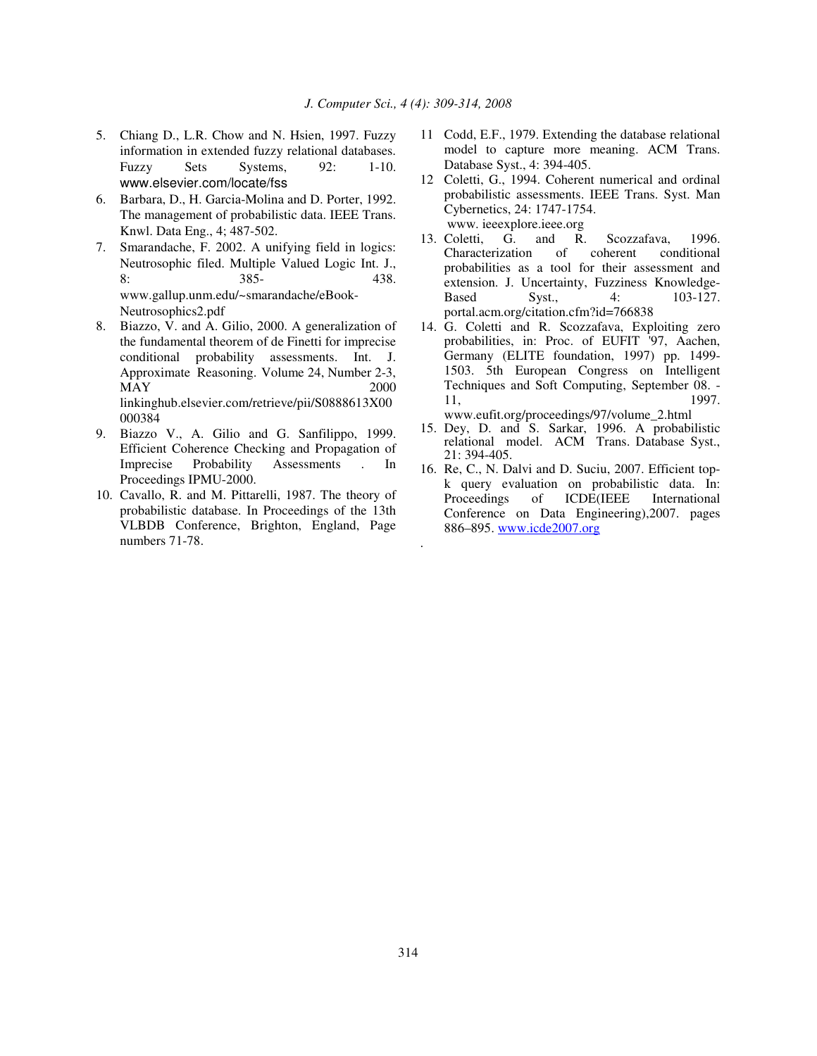5. Chiang D., L.R. Chow and N. Hsien, 1997. Fuzzy information in extended fuzzy relational databases. Fuzzy Sets Systems, 92: 1-10. www.elsevier.com/locate/fss
6. Barbara, D., H. Garcia-Molina and D. Porter, 1992. The management of probabilistic data. IEEE Trans. Knwl. Data Eng., 4; 487-502.
7. Smarandache, F. 2002. A unifying field in logics: Neutrosophic filed. Multiple Valued Logic Int. J., 8: 385- 438. www.gallup.unm.edu/~smarandache/eBook-Neutrosophics2.pdf
8. Biazzo, V. and A. Gilio, 2000. A generalization of the fundamental theorem of de Finetti for imprecise conditional probability assessments. Int. J. Approximate Reasoning. Volume 24, Number 2-3, MAY 2000 linkinghub.elsevier.com/retrieve/pii/S0888613X00000384
9. Biazzo V., A. Gilio and G. Sanfilippo, 1999. Efficient Coherence Checking and Propagation of Imprecise Probability Assessments . In Proceedings IPMU-2000.
10. Cavallo, R. and M. Pittarelli, 1987. The theory of probabilistic database. In Proceedings of the 13th VLBDB Conference, Brighton, England, Page numbers 71-78.
11. Codd, E.F., 1979. Extending the database relational model to capture more meaning. ACM Trans. Database Syst., 4: 394-405.
12. Coletti, G., 1994. Coherent numerical and ordinal probabilistic assessments. IEEE Trans. Syst. Man Cybernetics, 24: 1747-1754. www. ieeexplore.ieee.org
13. Coletti, G. and R. Scozzafava, 1996. Characterization of coherent conditional probabilities as a tool for their assessment and extension. J. Uncertainty, Fuzziness Knowledge-Based Syst., 4: 103-127. portal.acm.org/citation.cfm?id=766838
14. G. Coletti and R. Scozzafava, Exploiting zero probabilities, in: Proc. of EUFIT '97, Aachen, Germany (ELITE foundation, 1997) pp. 1499-1503. 5th European Congress on Intelligent Techniques and Soft Computing, September 08. - 11, 1997. www.eufit.org/proceedings/97/volume_2.html
15. Dey, D. and S. Sarkar, 1996. A probabilistic relational model. ACM Trans. Database Syst., 21: 394-405.
16. Re, C., N. Dalvi and D. Suciu, 2007. Efficient top-k query evaluation on probabilistic data. In: Proceedings of ICDE(IEEE International Conference on Data Engineering),2007. pages 886–895. www.icde2007.org